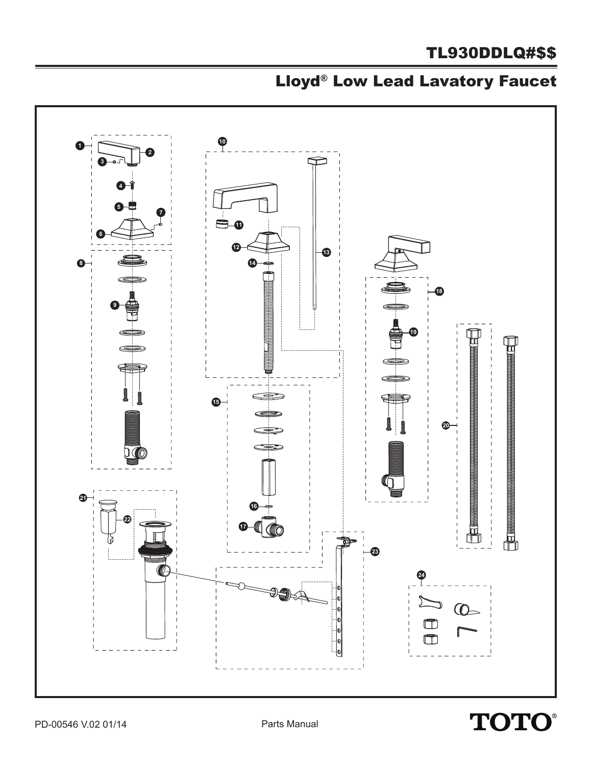# TL930DDLQ#$$

## Lloyd® Low Lead Lavatory Faucet

1 2 3 4 5 6 7 8 9 10 11 12 13 14 15 16 17 18 19 20 21 22 23 24

PD-00546 V.02 01/14

Parts Manual

TOTO®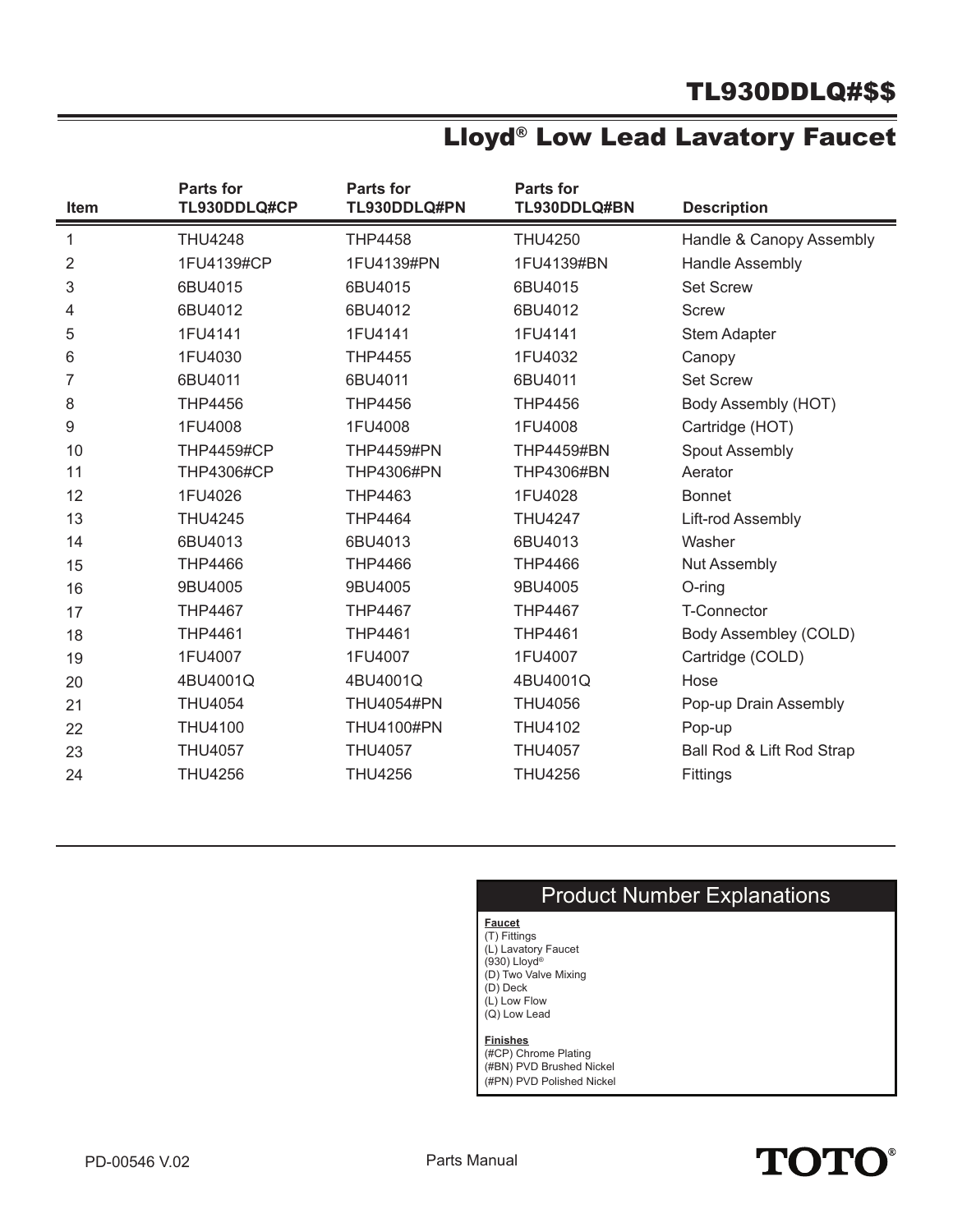# TL930DDLQ#$$

## Lloyd® Low Lead Lavatory Faucet

| Item | Parts for TL930DDLQ#CP | Parts for TL930DDLQ#PN | Parts for TL930DDLQ#BN | Description |
|---|---|---|---|---|
| 1 | THU4248 | THP4458 | THU4250 | Handle & Canopy Assembly |
| 2 | 1FU4139#CP | 1FU4139#PN | 1FU4139#BN | Handle Assembly |
| 3 | 6BU4015 | 6BU4015 | 6BU4015 | Set Screw |
| 4 | 6BU4012 | 6BU4012 | 6BU4012 | Screw |
| 5 | 1FU4141 | 1FU4141 | 1FU4141 | Stem Adapter |
| 6 | 1FU4030 | THP4455 | 1FU4032 | Canopy |
| 7 | 6BU4011 | 6BU4011 | 6BU4011 | Set Screw |
| 8 | THP4456 | THP4456 | THP4456 | Body Assembly (HOT) |
| 9 | 1FU4008 | 1FU4008 | 1FU4008 | Cartridge (HOT) |
| 10 | THP4459#CP | THP4459#PN | THP4459#BN | Spout Assembly |
| 11 | THP4306#CP | THP4306#PN | THP4306#BN | Aerator |
| 12 | 1FU4026 | THP4463 | 1FU4028 | Bonnet |
| 13 | THU4245 | THP4464 | THU4247 | Lift-rod Assembly |
| 14 | 6BU4013 | 6BU4013 | 6BU4013 | Washer |
| 15 | THP4466 | THP4466 | THP4466 | Nut Assembly |
| 16 | 9BU4005 | 9BU4005 | 9BU4005 | O-ring |
| 17 | THP4467 | THP4467 | THP4467 | T-Connector |
| 18 | THP4461 | THP4461 | THP4461 | Body Assembley (COLD) |
| 19 | 1FU4007 | 1FU4007 | 1FU4007 | Cartridge (COLD) |
| 20 | 4BU4001Q | 4BU4001Q | 4BU4001Q | Hose |
| 21 | THU4054 | THU4054#PN | THU4056 | Pop-up Drain Assembly |
| 22 | THU4100 | THU4100#PN | THU4102 | Pop-up |
| 23 | THU4057 | THU4057 | THU4057 | Ball Rod & Lift Rod Strap |
| 24 | THU4256 | THU4256 | THU4256 | Fittings |

## Product Number Explanations

**Faucet**
(T) Fittings
(L) Lavatory Faucet
(930) Lloyd®
(D) Two Valve Mixing
(D) Deck
(L) Low Flow
(Q) Low Lead

**Finishes**
(#CP) Chrome Plating
(#BN) PVD Brushed Nickel
(#PN) PVD Polished Nickel

PD-00546 V.02

Parts Manual

TOTO®